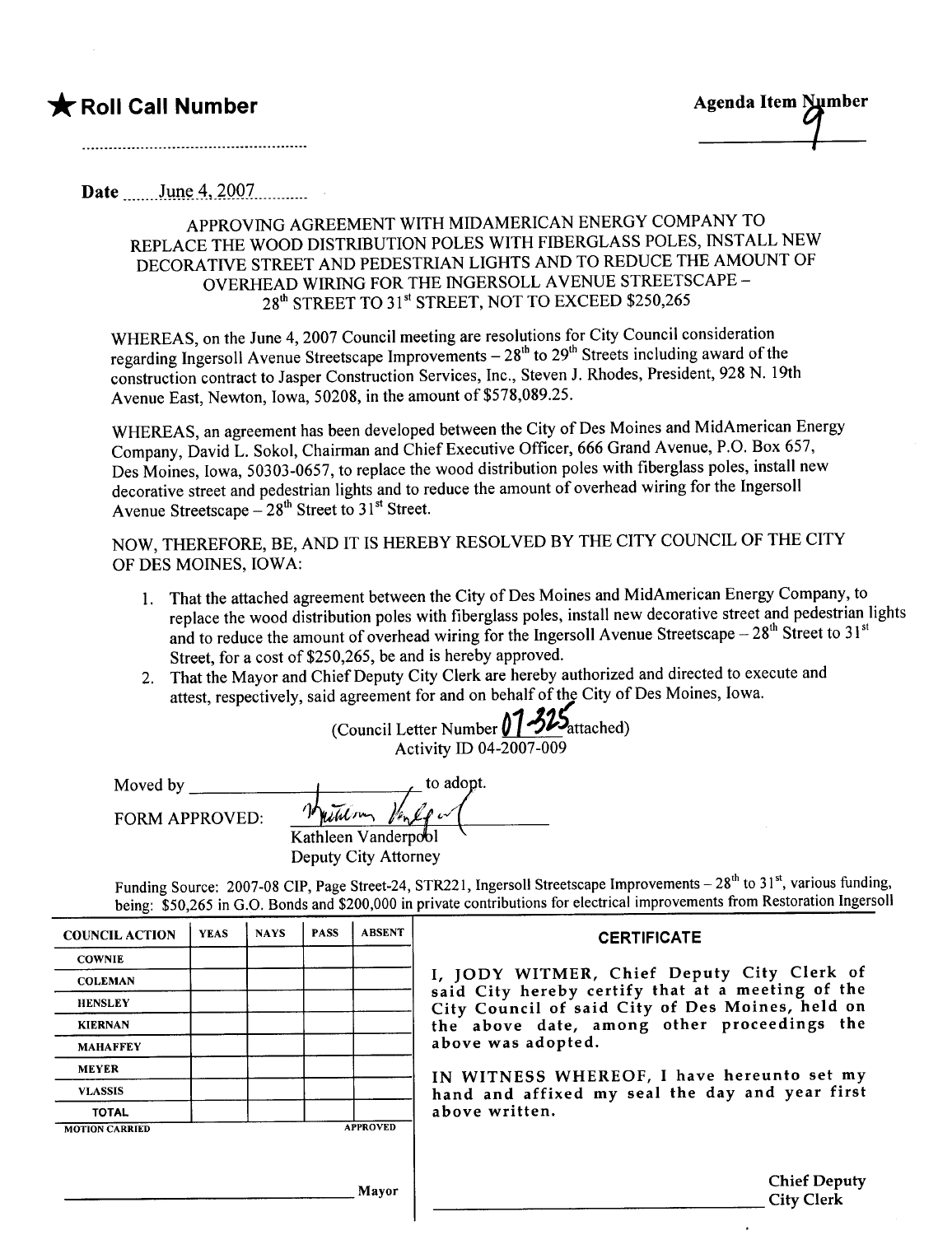★ **Roll Call Number**

..................................................

**Agenda Item Number**

9

Date ......June 4, 2007..........

APPROVING AGREEMENT WITH MIDAMERICAN ENERGY COMPANY TO REPLACE THE WOOD DISTRIBUTION POLES WITH FIBERGLASS POLES, INSTALL NEW DECORATIVE STREET AND PEDESTRIAN LIGHTS AND TO REDUCE THE AMOUNT OF OVERHEAD WIRING FOR THE INGERSOLL AVENUE STREETSCAPE – 28th STREET TO 31st STREET, NOT TO EXCEED $250,265

WHEREAS, on the June 4, 2007 Council meeting are resolutions for City Council consideration regarding Ingersoll Avenue Streetscape Improvements – 28th to 29th Streets including award of the construction contract to Jasper Construction Services, Inc., Steven J. Rhodes, President, 928 N. 19th Avenue East, Newton, Iowa, 50208, in the amount of $578,089.25.

WHEREAS, an agreement has been developed between the City of Des Moines and MidAmerican Energy Company, David L. Sokol, Chairman and Chief Executive Officer, 666 Grand Avenue, P.O. Box 657, Des Moines, Iowa, 50303-0657, to replace the wood distribution poles with fiberglass poles, install new decorative street and pedestrian lights and to reduce the amount of overhead wiring for the Ingersoll Avenue Streetscape – 28th Street to 31st Street.

NOW, THEREFORE, BE, AND IT IS HEREBY RESOLVED BY THE CITY COUNCIL OF THE CITY OF DES MOINES, IOWA:

1. That the attached agreement between the City of Des Moines and MidAmerican Energy Company, to replace the wood distribution poles with fiberglass poles, install new decorative street and pedestrian lights and to reduce the amount of overhead wiring for the Ingersoll Avenue Streetscape – 28th Street to 31st Street, for a cost of $250,265, be and is hereby approved.
2. That the Mayor and Chief Deputy City Clerk are hereby authorized and directed to execute and attest, respectively, said agreement for and on behalf of the City of Des Moines, Iowa.

(Council Letter Number 07-325 attached)
Activity ID 04-2007-009

Moved by ________________________ to adopt.

FORM APPROVED: [signature]
Kathleen Vanderpool
Deputy City Attorney

Funding Source: 2007-08 CIP, Page Street-24, STR221, Ingersoll Streetscape Improvements – 28th to 31st, various funding, being: $50,265 in G.O. Bonds and $200,000 in private contributions for electrical improvements from Restoration Ingersoll

| COUNCIL ACTION | YEAS | NAYS | PASS | ABSENT |
|---|---|---|---|---|
| COWNIE | | | | |
| COLEMAN | | | | |
| HENSLEY | | | | |
| KIERNAN | | | | |
| MAHAFFEY | | | | |
| MEYER | | | | |
| VLASSIS | | | | |
| TOTAL | | | | |
| MOTION CARRIED | | | | APPROVED |

________________________ Mayor

**CERTIFICATE**

I, JODY WITMER, Chief Deputy City Clerk of said City hereby certify that at a meeting of the City Council of said City of Des Moines, held on the above date, among other proceedings the above was adopted.

IN WITNESS WHEREOF, I have hereunto set my hand and affixed my seal the day and year first above written.

________________________ Chief Deputy City Clerk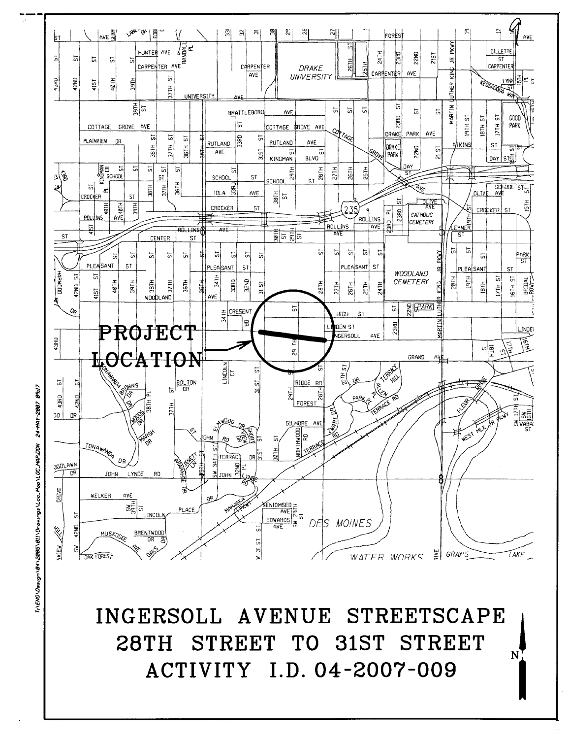PROJECT LOCATION

# INGERSOLL AVENUE STREETSCAPE

# 28TH STREET TO 31ST STREET

# ACTIVITY I.D. 04-2007-009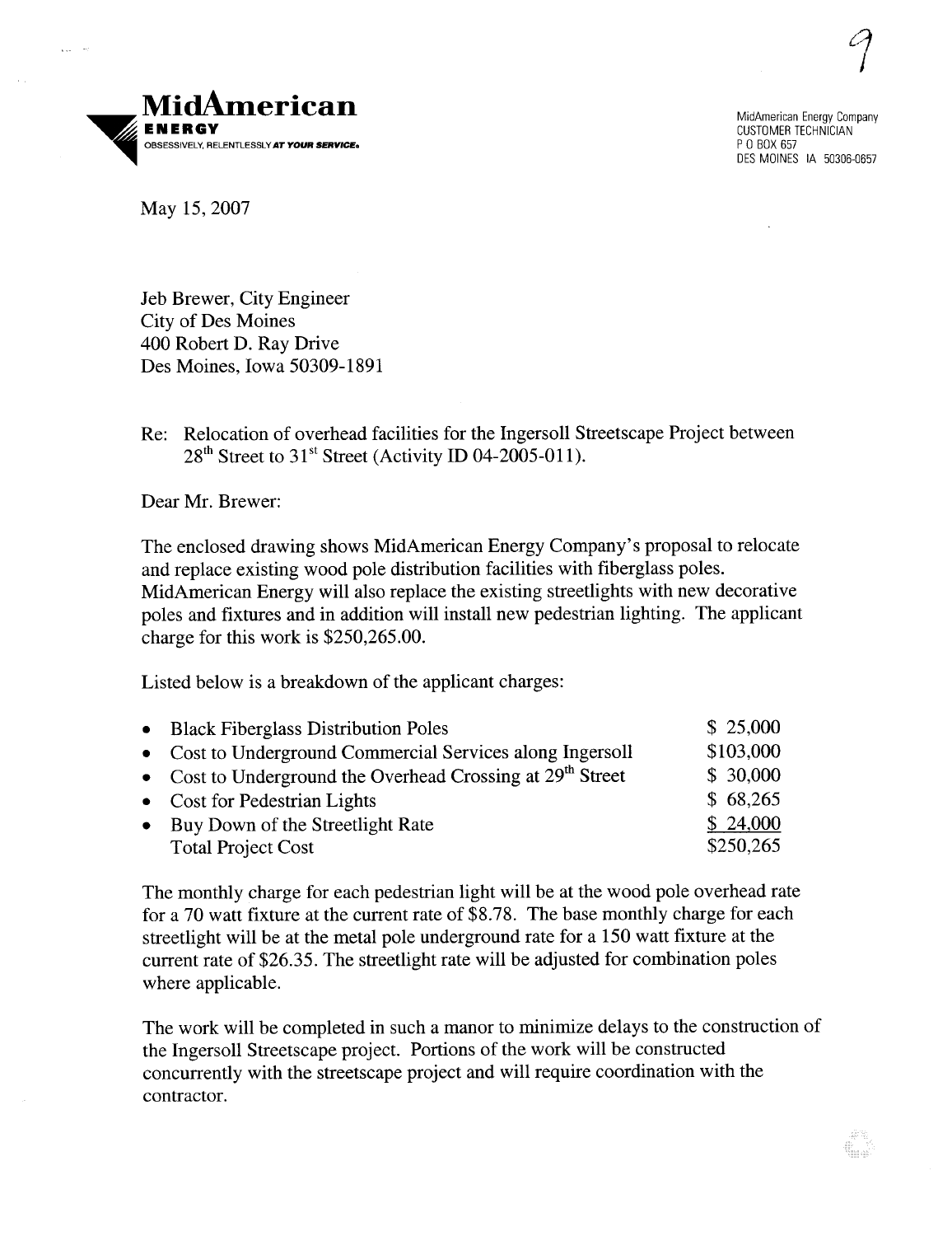**MidAmerican ENERGY**
OBSESSIVELY, RELENTLESSLY *AT YOUR SERVICE*.

MidAmerican Energy Company
CUSTOMER TECHNICIAN
P O BOX 657
DES MOINES IA 50306-0657

May 15, 2007

Jeb Brewer, City Engineer
City of Des Moines
400 Robert D. Ray Drive
Des Moines, Iowa 50309-1891

Re: Relocation of overhead facilities for the Ingersoll Streetscape Project between 28th Street to 31st Street (Activity ID 04-2005-011).

Dear Mr. Brewer:

The enclosed drawing shows MidAmerican Energy Company's proposal to relocate and replace existing wood pole distribution facilities with fiberglass poles. MidAmerican Energy will also replace the existing streetlights with new decorative poles and fixtures and in addition will install new pedestrian lighting. The applicant charge for this work is $250,265.00.

Listed below is a breakdown of the applicant charges:

| Item | Cost |
|---|---|
| • Black Fiberglass Distribution Poles | $ 25,000 |
| • Cost to Underground Commercial Services along Ingersoll | $103,000 |
| • Cost to Underground the Overhead Crossing at 29th Street | $ 30,000 |
| • Cost for Pedestrian Lights | $ 68,265 |
| • Buy Down of the Streetlight Rate | $ 24,000 |
| Total Project Cost | $250,265 |

The monthly charge for each pedestrian light will be at the wood pole overhead rate for a 70 watt fixture at the current rate of $8.78. The base monthly charge for each streetlight will be at the metal pole underground rate for a 150 watt fixture at the current rate of $26.35. The streetlight rate will be adjusted for combination poles where applicable.

The work will be completed in such a manor to minimize delays to the construction of the Ingersoll Streetscape project. Portions of the work will be constructed concurrently with the streetscape project and will require coordination with the contractor.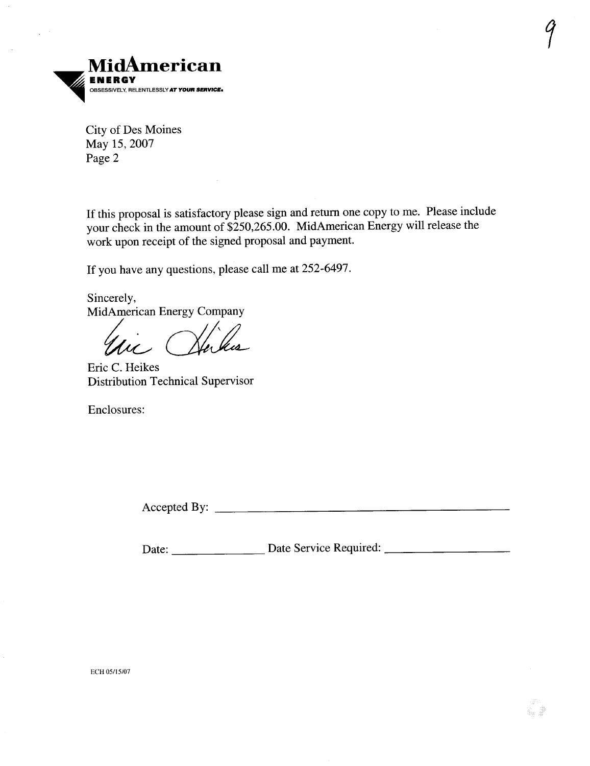**MidAmerican**
**ENERGY**
OBSESSIVELY, RELENTLESSLY *AT YOUR SERVICE.*

City of Des Moines
May 15, 2007
Page 2

If this proposal is satisfactory please sign and return one copy to me. Please include your check in the amount of $250,265.00. MidAmerican Energy will release the work upon receipt of the signed proposal and payment.

If you have any questions, please call me at 252-6497.

Sincerely,
MidAmerican Energy Company

Eric C. Heikes
Distribution Technical Supervisor

Enclosures:

Accepted By: ______________________________

Date: ______________ Date Service Required: ____________________

ECH 05/15/07